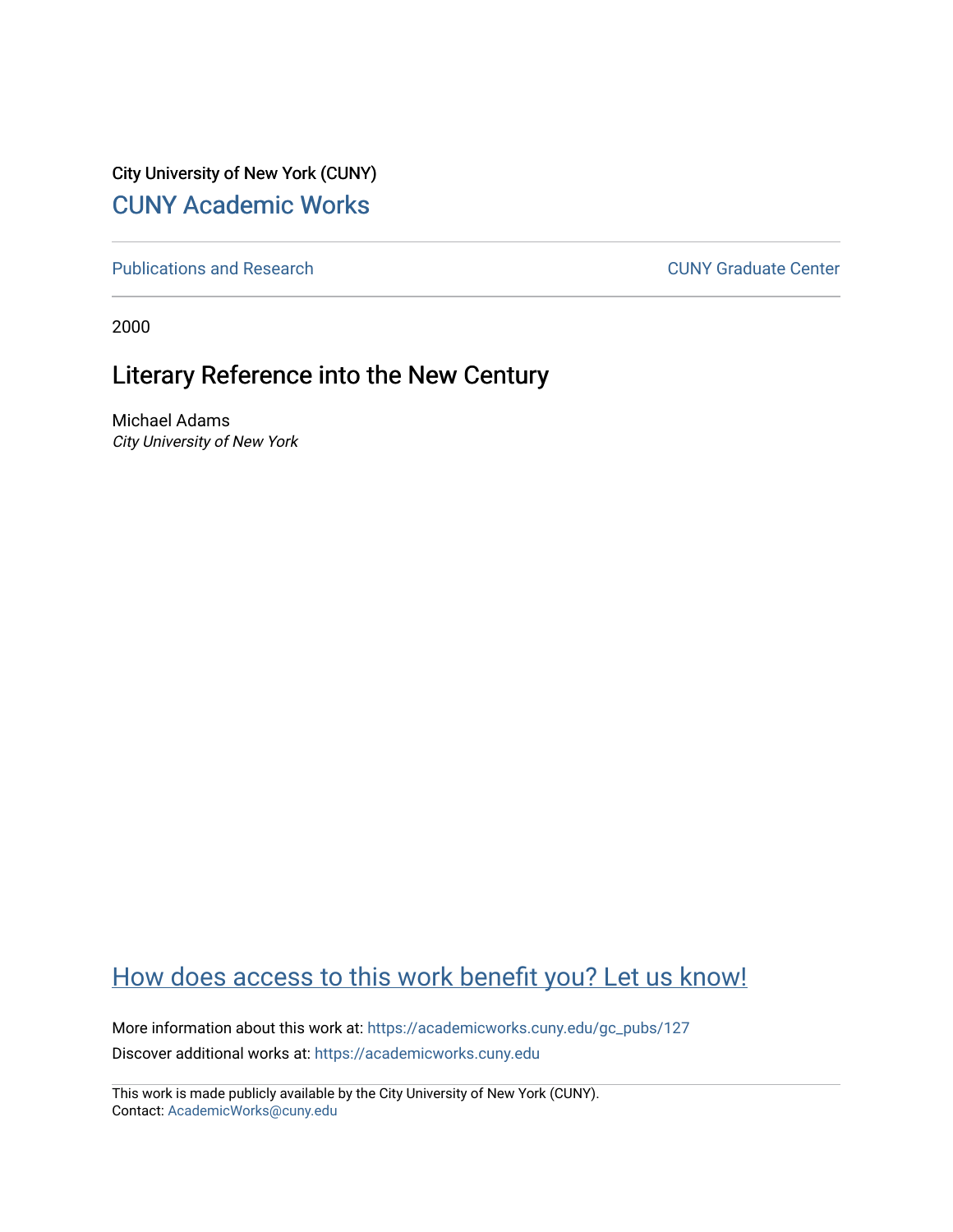City University of New York (CUNY)

# CUNY Academic Works

Publications and Research

CUNY Graduate Center

2000

## Literary Reference into the New Century

Michael Adams
*City University of New York*

How does access to this work benefit you? Let us know!

More information about this work at: https://academicworks.cuny.edu/gc_pubs/127

Discover additional works at: https://academicworks.cuny.edu

This work is made publicly available by the City University of New York (CUNY).
Contact: AcademicWorks@cuny.edu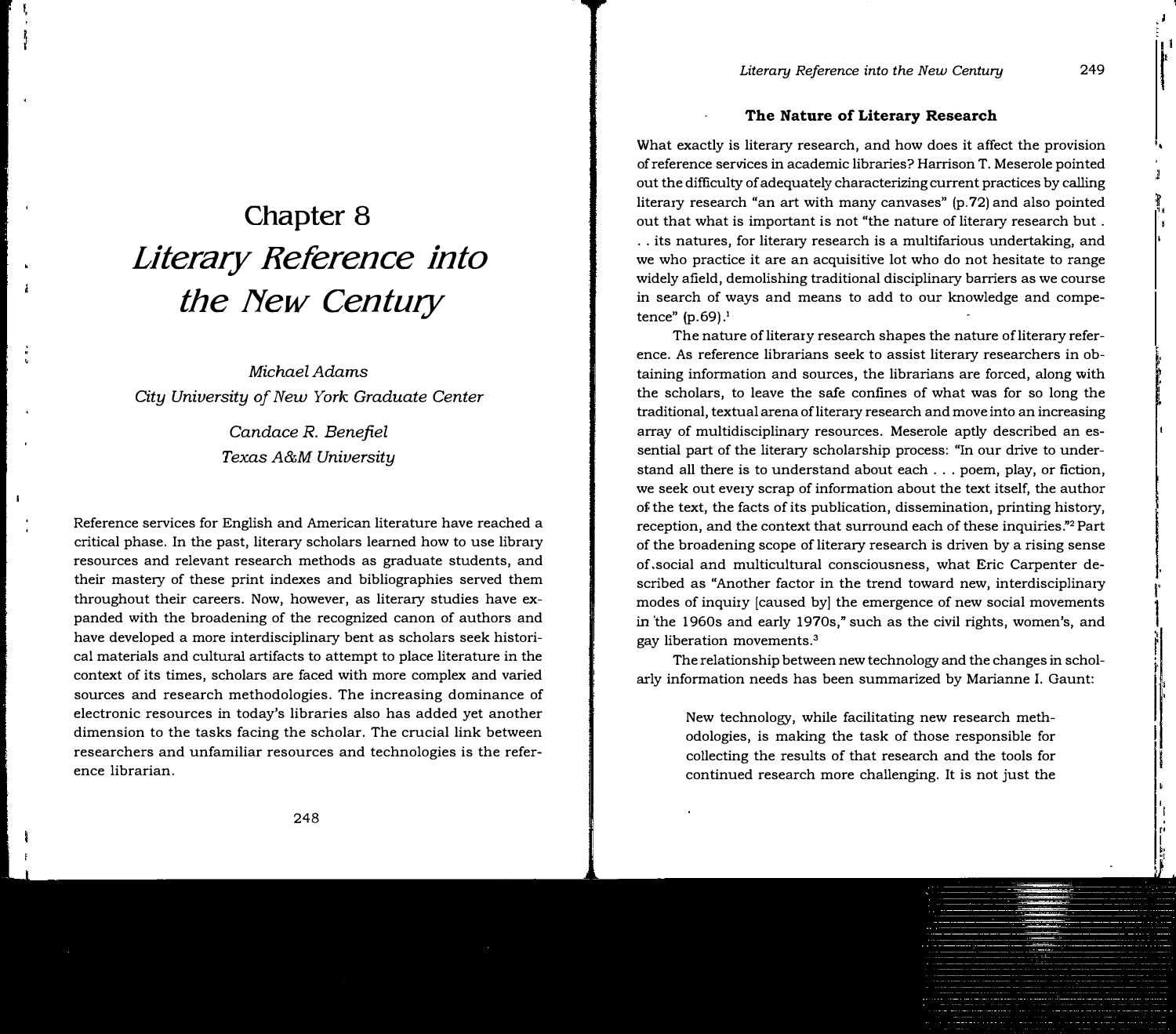# Chapter 8

# *Literary Reference into the New Century*

*Michael Adams*
*City University of New York Graduate Center*

*Candace R. Benefiel*
*Texas A&M University*

Reference services for English and American literature have reached a critical phase. In the past, literary scholars learned how to use library resources and relevant research methods as graduate students, and their mastery of these print indexes and bibliographies served them throughout their careers. Now, however, as literary studies have expanded with the broadening of the recognized canon of authors and have developed a more interdisciplinary bent as scholars seek historical materials and cultural artifacts to attempt to place literature in the context of its times, scholars are faced with more complex and varied sources and research methodologies. The increasing dominance of electronic resources in today's libraries also has added yet another dimension to the tasks facing the scholar. The crucial link between researchers and unfamiliar resources and technologies is the reference librarian.

## The Nature of Literary Research

What exactly is literary research, and how does it affect the provision of reference services in academic libraries? Harrison T. Meserole pointed out the difficulty of adequately characterizing current practices by calling literary research "an art with many canvases" (p.72) and also pointed out that what is important is not "the nature of literary research but . . . its natures, for literary research is a multifarious undertaking, and we who practice it are an acquisitive lot who do not hesitate to range widely afield, demolishing traditional disciplinary barriers as we course in search of ways and means to add to our knowledge and competence" (p.69).[1]

The nature of literary research shapes the nature of literary reference. As reference librarians seek to assist literary researchers in obtaining information and sources, the librarians are forced, along with the scholars, to leave the safe confines of what was for so long the traditional, textual arena of literary research and move into an increasing array of multidisciplinary resources. Meserole aptly described an essential part of the literary scholarship process: "In our drive to understand all there is to understand about each . . . poem, play, or fiction, we seek out every scrap of information about the text itself, the author of the text, the facts of its publication, dissemination, printing history, reception, and the context that surround each of these inquiries."[2] Part of the broadening scope of literary research is driven by a rising sense of social and multicultural consciousness, what Eric Carpenter described as "Another factor in the trend toward new, interdisciplinary modes of inquiry [caused by] the emergence of new social movements in the 1960s and early 1970s," such as the civil rights, women's, and gay liberation movements.[3]

The relationship between new technology and the changes in scholarly information needs has been summarized by Marianne I. Gaunt:

> New technology, while facilitating new research methodologies, is making the task of those responsible for collecting the results of that research and the tools for continued research more challenging. It is not just the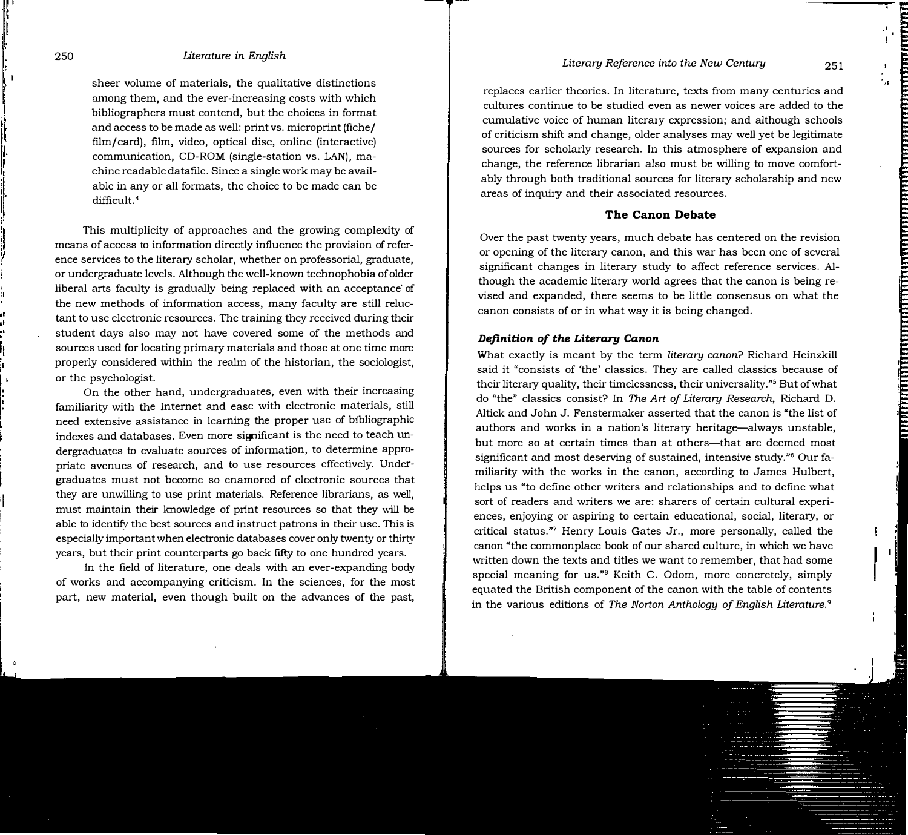sheer volume of materials, the qualitative distinctions among them, and the ever-increasing costs with which bibliographers must contend, but the choices in format and access to be made as well: print vs. microprint (fiche/film/card), film, video, optical disc, online (interactive) communication, CD-ROM (single-station vs. LAN), machine readable datafile. Since a single work may be available in any or all formats, the choice to be made can be difficult.[4]

This multiplicity of approaches and the growing complexity of means of access to information directly influence the provision of reference services to the literary scholar, whether on professorial, graduate, or undergraduate levels. Although the well-known technophobia of older liberal arts faculty is gradually being replaced with an acceptance of the new methods of information access, many faculty are still reluctant to use electronic resources. The training they received during their student days also may not have covered some of the methods and sources used for locating primary materials and those at one time more properly considered within the realm of the historian, the sociologist, or the psychologist.

On the other hand, undergraduates, even with their increasing familiarity with the Internet and ease with electronic materials, still need extensive assistance in learning the proper use of bibliographic indexes and databases. Even more significant is the need to teach undergraduates to evaluate sources of information, to determine appropriate avenues of research, and to use resources effectively. Undergraduates must not become so enamored of electronic sources that they are unwilling to use print materials. Reference librarians, as well, must maintain their knowledge of print resources so that they will be able to identify the best sources and instruct patrons in their use. This is especially important when electronic databases cover only twenty or thirty years, but their print counterparts go back fifty to one hundred years.

In the field of literature, one deals with an ever-expanding body of works and accompanying criticism. In the sciences, for the most part, new material, even though built on the advances of the past, replaces earlier theories. In literature, texts from many centuries and cultures continue to be studied even as newer voices are added to the cumulative voice of human literary expression; and although schools of criticism shift and change, older analyses may well yet be legitimate sources for scholarly research. In this atmosphere of expansion and change, the reference librarian also must be willing to move comfortably through both traditional sources for literary scholarship and new areas of inquiry and their associated resources.

## The Canon Debate

Over the past twenty years, much debate has centered on the revision or opening of the literary canon, and this war has been one of several significant changes in literary study to affect reference services. Although the academic literary world agrees that the canon is being revised and expanded, there seems to be little consensus on what the canon consists of or in what way it is being changed.

### *Definition of the Literary Canon*

What exactly is meant by the term *literary canon*? Richard Heinzkill said it "consists of 'the' classics. They are called classics because of their literary quality, their timelessness, their universality."[5] But of what do "the" classics consist? In *The Art of Literary Research*, Richard D. Altick and John J. Fenstermaker asserted that the canon is "the list of authors and works in a nation's literary heritage—always unstable, but more so at certain times than at others—that are deemed most significant and most deserving of sustained, intensive study."[6] Our familiarity with the works in the canon, according to James Hulbert, helps us "to define other writers and relationships and to define what sort of readers and writers we are: sharers of certain cultural experiences, enjoying or aspiring to certain educational, social, literary, or critical status."[7] Henry Louis Gates Jr., more personally, called the canon "the commonplace book of our shared culture, in which we have written down the texts and titles we want to remember, that had some special meaning for us."[8] Keith C. Odom, more concretely, simply equated the British component of the canon with the table of contents in the various editions of *The Norton Anthology of English Literature*.[9]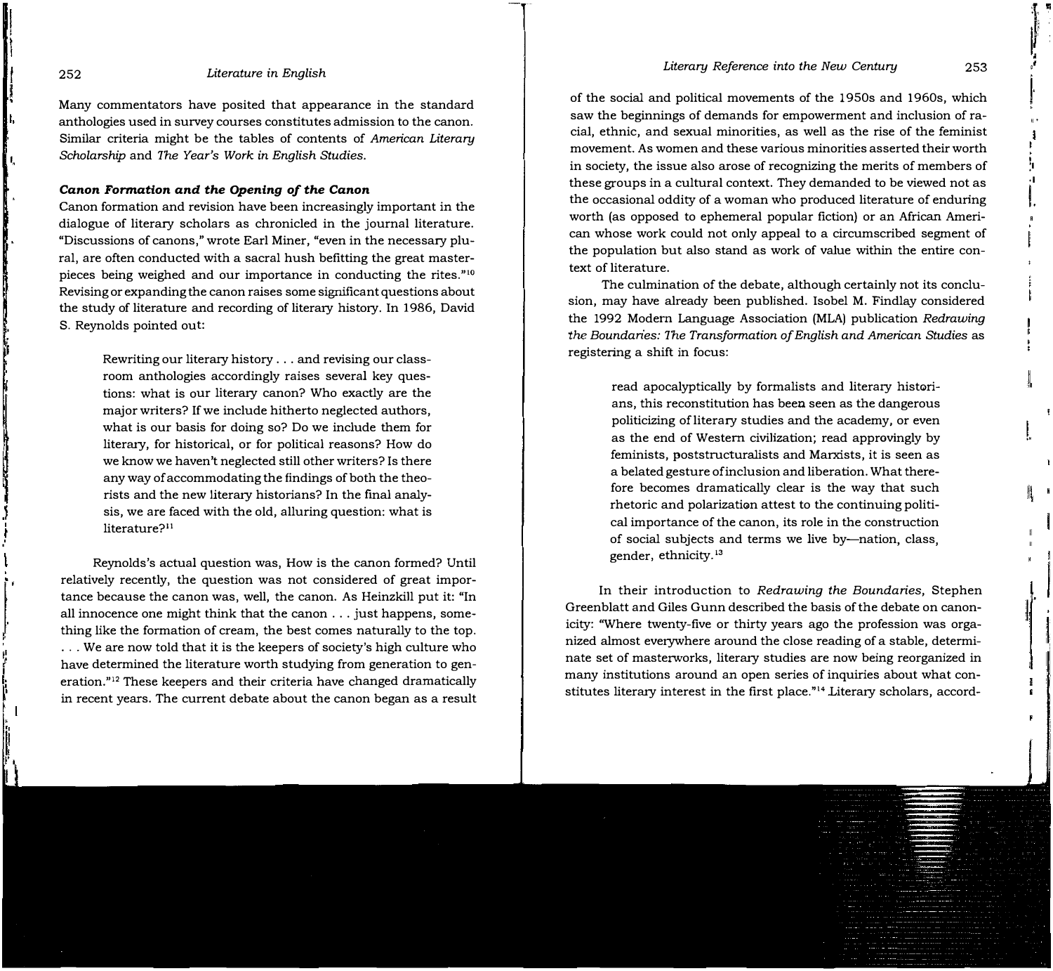Many commentators have posited that appearance in the standard anthologies used in survey courses constitutes admission to the canon. Similar criteria might be the tables of contents of *American Literary Scholarship* and *The Year's Work in English Studies*.

### Canon Formation and the Opening of the Canon

Canon formation and revision have been increasingly important in the dialogue of literary scholars as chronicled in the journal literature. "Discussions of canons," wrote Earl Miner, "even in the necessary plural, are often conducted with a sacral hush befitting the great masterpieces being weighed and our importance in conducting the rites."[10] Revising or expanding the canon raises some significant questions about the study of literature and recording of literary history. In 1986, David S. Reynolds pointed out:

> Rewriting our literary history . . . and revising our classroom anthologies accordingly raises several key questions: what is our literary canon? Who exactly are the major writers? If we include hitherto neglected authors, what is our basis for doing so? Do we include them for literary, for historical, or for political reasons? How do we know we haven't neglected still other writers? Is there any way of accommodating the findings of both the theorists and the new literary historians? In the final analysis, we are faced with the old, alluring question: what is literature?[11]

Reynolds's actual question was, How is the canon formed? Until relatively recently, the question was not considered of great importance because the canon was, well, the canon. As Heinzkill put it: "In all innocence one might think that the canon . . . just happens, something like the formation of cream, the best comes naturally to the top. . . . We are now told that it is the keepers of society's high culture who have determined the literature worth studying from generation to generation."[12] These keepers and their criteria have changed dramatically in recent years. The current debate about the canon began as a result of the social and political movements of the 1950s and 1960s, which saw the beginnings of demands for empowerment and inclusion of racial, ethnic, and sexual minorities, as well as the rise of the feminist movement. As women and these various minorities asserted their worth in society, the issue also arose of recognizing the merits of members of these groups in a cultural context. They demanded to be viewed not as the occasional oddity of a woman who produced literature of enduring worth (as opposed to ephemeral popular fiction) or an African American whose work could not only appeal to a circumscribed segment of the population but also stand as work of value within the entire context of literature.

The culmination of the debate, although certainly not its conclusion, may have already been published. Isobel M. Findlay considered the 1992 Modern Language Association (MLA) publication *Redrawing the Boundaries: The Transformation of English and American Studies* as registering a shift in focus:

> read apocalyptically by formalists and literary historians, this reconstitution has been seen as the dangerous politicizing of literary studies and the academy, or even as the end of Western civilization; read approvingly by feminists, poststructuralists and Marxists, it is seen as a belated gesture of inclusion and liberation. What therefore becomes dramatically clear is the way that such rhetoric and polarization attest to the continuing political importance of the canon, its role in the construction of social subjects and terms we live by—nation, class, gender, ethnicity.[13]

In their introduction to *Redrawing the Boundaries*, Stephen Greenblatt and Giles Gunn described the basis of the debate on canonicity: "Where twenty-five or thirty years ago the profession was organized almost everywhere around the close reading of a stable, determinate set of masterworks, literary studies are now being reorganized in many institutions around an open series of inquiries about what constitutes literary interest in the first place."[14] Literary scholars, accord-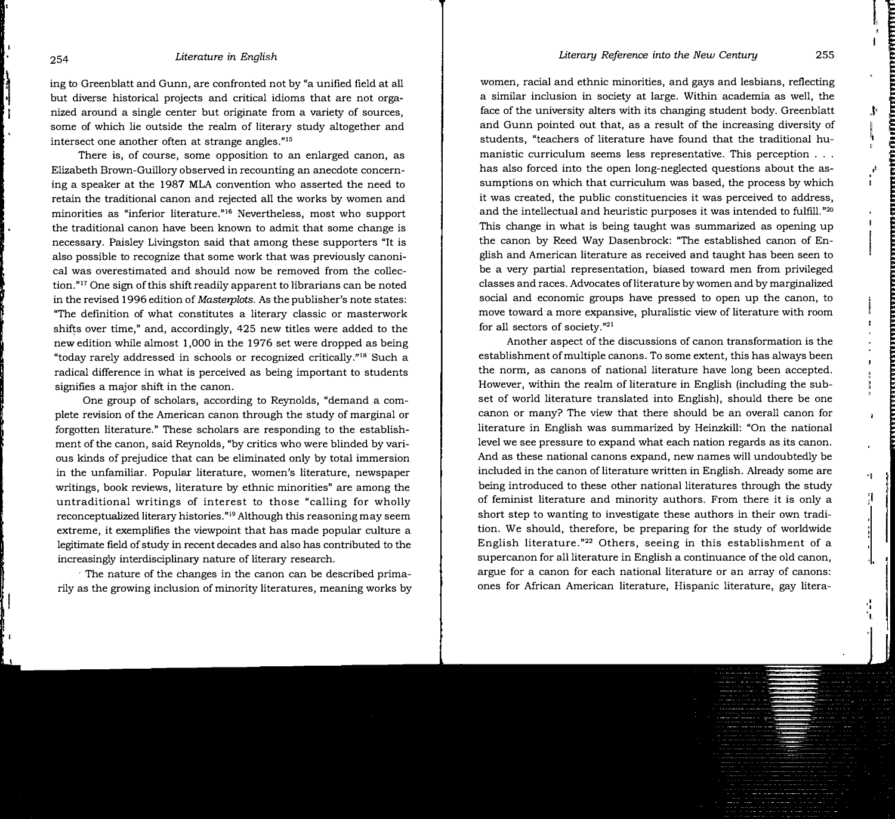ing to Greenblatt and Gunn, are confronted not by "a unified field at all but diverse historical projects and critical idioms that are not organized around a single center but originate from a variety of sources, some of which lie outside the realm of literary study altogether and intersect one another often at strange angles."[15]

There is, of course, some opposition to an enlarged canon, as Elizabeth Brown-Guillory observed in recounting an anecdote concerning a speaker at the 1987 MLA convention who asserted the need to retain the traditional canon and rejected all the works by women and minorities as "inferior literature."[16] Nevertheless, most who support the traditional canon have been known to admit that some change is necessary. Paisley Livingston said that among these supporters "It is also possible to recognize that some work that was previously canonical was overestimated and should now be removed from the collection."[17] One sign of this shift readily apparent to librarians can be noted in the revised 1996 edition of *Masterplots*. As the publisher's note states: "The definition of what constitutes a literary classic or masterwork shifts over time," and, accordingly, 425 new titles were added to the new edition while almost 1,000 in the 1976 set were dropped as being "today rarely addressed in schools or recognized critically."[18] Such a radical difference in what is perceived as being important to students signifies a major shift in the canon.

One group of scholars, according to Reynolds, "demand a complete revision of the American canon through the study of marginal or forgotten literature." These scholars are responding to the establishment of the canon, said Reynolds, "by critics who were blinded by various kinds of prejudice that can be eliminated only by total immersion in the unfamiliar. Popular literature, women's literature, newspaper writings, book reviews, literature by ethnic minorities" are among the untraditional writings of interest to those "calling for wholly reconceptualized literary histories."[19] Although this reasoning may seem extreme, it exemplifies the viewpoint that has made popular culture a legitimate field of study in recent decades and also has contributed to the increasingly interdisciplinary nature of literary research.

The nature of the changes in the canon can be described primarily as the growing inclusion of minority literatures, meaning works by women, racial and ethnic minorities, and gays and lesbians, reflecting a similar inclusion in society at large. Within academia as well, the face of the university alters with its changing student body. Greenblatt and Gunn pointed out that, as a result of the increasing diversity of students, "teachers of literature have found that the traditional humanistic curriculum seems less representative. This perception . . . has also forced into the open long-neglected questions about the assumptions on which that curriculum was based, the process by which it was created, the public constituencies it was perceived to address, and the intellectual and heuristic purposes it was intended to fulfill."[20] This change in what is being taught was summarized as opening up the canon by Reed Way Dasenbrock: "The established canon of English and American literature as received and taught has been seen to be a very partial representation, biased toward men from privileged classes and races. Advocates of literature by women and by marginalized social and economic groups have pressed to open up the canon, to move toward a more expansive, pluralistic view of literature with room for all sectors of society."[21]

Another aspect of the discussions of canon transformation is the establishment of multiple canons. To some extent, this has always been the norm, as canons of national literature have long been accepted. However, within the realm of literature in English (including the subset of world literature translated into English), should there be one canon or many? The view that there should be an overall canon for literature in English was summarized by Heinzkill: "On the national level we see pressure to expand what each nation regards as its canon. And as these national canons expand, new names will undoubtedly be included in the canon of literature written in English. Already some are being introduced to these other national literatures through the study of feminist literature and minority authors. From there it is only a short step to wanting to investigate these authors in their own tradition. We should, therefore, be preparing for the study of worldwide English literature."[22] Others, seeing in this establishment of a supercanon for all literature in English a continuance of the old canon, argue for a canon for each national literature or an array of canons: ones for African American literature, Hispanic literature, gay litera-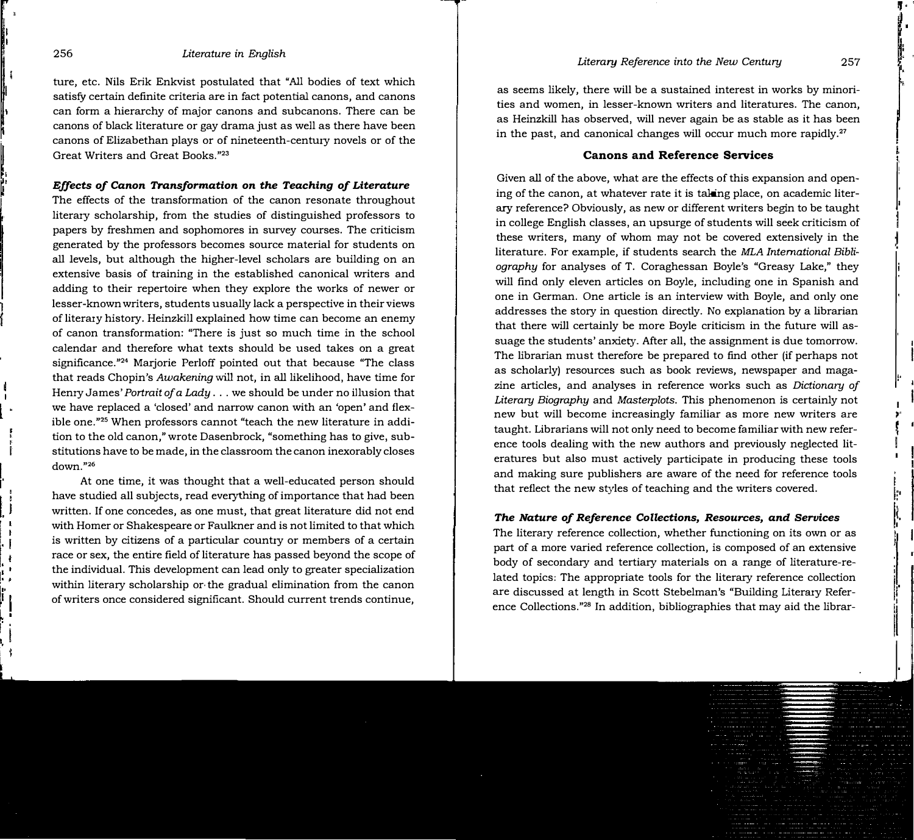ture, etc. Nils Erik Enkvist postulated that "All bodies of text which satisfy certain definite criteria are in fact potential canons, and canons can form a hierarchy of major canons and subcanons. There can be canons of black literature or gay drama just as well as there have been canons of Elizabethan plays or of nineteenth-century novels or of the Great Writers and Great Books."[23]

### *Effects of Canon Transformation on the Teaching of Literature*

The effects of the transformation of the canon resonate throughout literary scholarship, from the studies of distinguished professors to papers by freshmen and sophomores in survey courses. The criticism generated by the professors becomes source material for students on all levels, but although the higher-level scholars are building on an extensive basis of training in the established canonical writers and adding to their repertoire when they explore the works of newer or lesser-known writers, students usually lack a perspective in their views of literary history. Heinzkill explained how time can become an enemy of canon transformation: "There is just so much time in the school calendar and therefore what texts should be used takes on a great significance."[24] Marjorie Perloff pointed out that because "The class that reads Chopin's *Awakening* will not, in all likelihood, have time for Henry James' *Portrait of a Lady* . . . we should be under no illusion that we have replaced a 'closed' and narrow canon with an 'open' and flexible one."[25] When professors cannot "teach the new literature in addition to the old canon," wrote Dasenbrock, "something has to give, substitutions have to be made, in the classroom the canon inexorably closes down."[26]

At one time, it was thought that a well-educated person should have studied all subjects, read everything of importance that had been written. If one concedes, as one must, that great literature did not end with Homer or Shakespeare or Faulkner and is not limited to that which is written by citizens of a particular country or members of a certain race or sex, the entire field of literature has passed beyond the scope of the individual. This development can lead only to greater specialization within literary scholarship or the gradual elimination from the canon of writers once considered significant. Should current trends continue, as seems likely, there will be a sustained interest in works by minorities and women, in lesser-known writers and literatures. The canon, as Heinzkill has observed, will never again be as stable as it has been in the past, and canonical changes will occur much more rapidly.[27]

## Canons and Reference Services

Given all of the above, what are the effects of this expansion and opening of the canon, at whatever rate it is taking place, on academic literary reference? Obviously, as new or different writers begin to be taught in college English classes, an upsurge of students will seek criticism of these writers, many of whom may not be covered extensively in the literature. For example, if students search the *MLA International Bibliography* for analyses of T. Coraghessan Boyle's "Greasy Lake," they will find only eleven articles on Boyle, including one in Spanish and one in German. One article is an interview with Boyle, and only one addresses the story in question directly. No explanation by a librarian that there will certainly be more Boyle criticism in the future will assuage the students' anxiety. After all, the assignment is due tomorrow. The librarian must therefore be prepared to find other (if perhaps not as scholarly) resources such as book reviews, newspaper and magazine articles, and analyses in reference works such as *Dictionary of Literary Biography* and *Masterplots*. This phenomenon is certainly not new but will become increasingly familiar as more new writers are taught. Librarians will not only need to become familiar with new reference tools dealing with the new authors and previously neglected literatures but also must actively participate in producing these tools and making sure publishers are aware of the need for reference tools that reflect the new styles of teaching and the writers covered.

### *The Nature of Reference Collections, Resources, and Services*

The literary reference collection, whether functioning on its own or as part of a more varied reference collection, is composed of an extensive body of secondary and tertiary materials on a range of literature-related topics: The appropriate tools for the literary reference collection are discussed at length in Scott Stebelman's "Building Literary Reference Collections."[28] In addition, bibliographies that may aid the librar-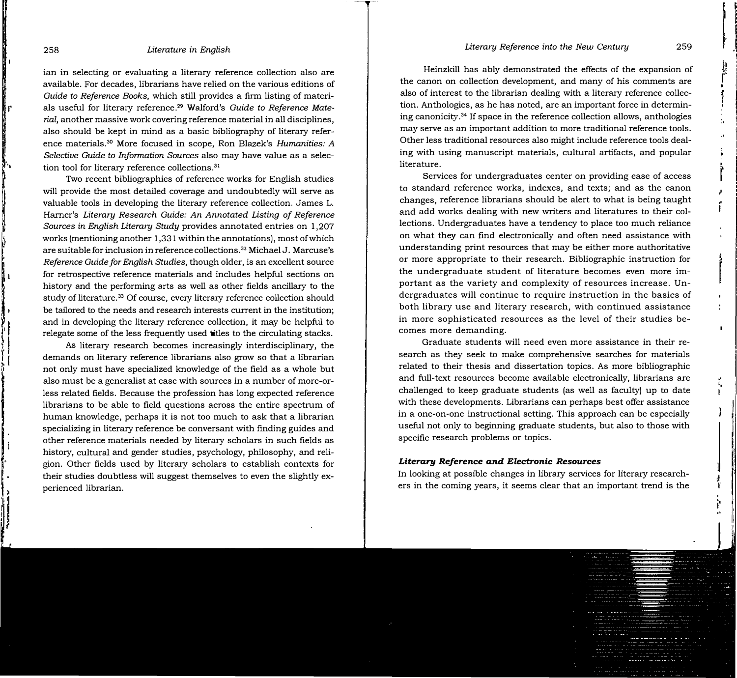ian in selecting or evaluating a literary reference collection also are available. For decades, librarians have relied on the various editions of *Guide to Reference Books*, which still provides a firm listing of materials useful for literary reference.[29] Walford's *Guide to Reference Material*, another massive work covering reference material in all disciplines, also should be kept in mind as a basic bibliography of literary reference materials.[30] More focused in scope, Ron Blazek's *Humanities: A Selective Guide to Information Sources* also may have value as a selection tool for literary reference collections.[31]

Two recent bibliographies of reference works for English studies will provide the most detailed coverage and undoubtedly will serve as valuable tools in developing the literary reference collection. James L. Harner's *Literary Research Guide: An Annotated Listing of Reference Sources in English Literary Study* provides annotated entries on 1,207 works (mentioning another 1,331 within the annotations), most of which are suitable for inclusion in reference collections.[32] Michael J. Marcuse's *Reference Guide for English Studies*, though older, is an excellent source for retrospective reference materials and includes helpful sections on history and the performing arts as well as other fields ancillary to the study of literature.[33] Of course, every literary reference collection should be tailored to the needs and research interests current in the institution; and in developing the literary reference collection, it may be helpful to relegate some of the less frequently used titles to the circulating stacks.

As literary research becomes increasingly interdisciplinary, the demands on literary reference librarians also grow so that a librarian not only must have specialized knowledge of the field as a whole but also must be a generalist at ease with sources in a number of more-or-less related fields. Because the profession has long expected reference librarians to be able to field questions across the entire spectrum of human knowledge, perhaps it is not too much to ask that a librarian specializing in literary reference be conversant with finding guides and other reference materials needed by literary scholars in such fields as history, cultural and gender studies, psychology, philosophy, and religion. Other fields used by literary scholars to establish contexts for their studies doubtless will suggest themselves to even the slightly experienced librarian.

Heinzkill has ably demonstrated the effects of the expansion of the canon on collection development, and many of his comments are also of interest to the librarian dealing with a literary reference collection. Anthologies, as he has noted, are an important force in determining canonicity.[34] If space in the reference collection allows, anthologies may serve as an important addition to more traditional reference tools. Other less traditional resources also might include reference tools dealing with using manuscript materials, cultural artifacts, and popular literature.

Services for undergraduates center on providing ease of access to standard reference works, indexes, and texts; and as the canon changes, reference librarians should be alert to what is being taught and add works dealing with new writers and literatures to their collections. Undergraduates have a tendency to place too much reliance on what they can find electronically and often need assistance with understanding print resources that may be either more authoritative or more appropriate to their research. Bibliographic instruction for the undergraduate student of literature becomes even more important as the variety and complexity of resources increase. Undergraduates will continue to require instruction in the basics of both library use and literary research, with continued assistance in more sophisticated resources as the level of their studies becomes more demanding.

Graduate students will need even more assistance in their research as they seek to make comprehensive searches for materials related to their thesis and dissertation topics. As more bibliographic and full-text resources become available electronically, librarians are challenged to keep graduate students (as well as faculty) up to date with these developments. Librarians can perhaps best offer assistance in a one-on-one instructional setting. This approach can be especially useful not only to beginning graduate students, but also to those with specific research problems or topics.

### *Literary Reference and Electronic Resources*

In looking at possible changes in library services for literary researchers in the coming years, it seems clear that an important trend is the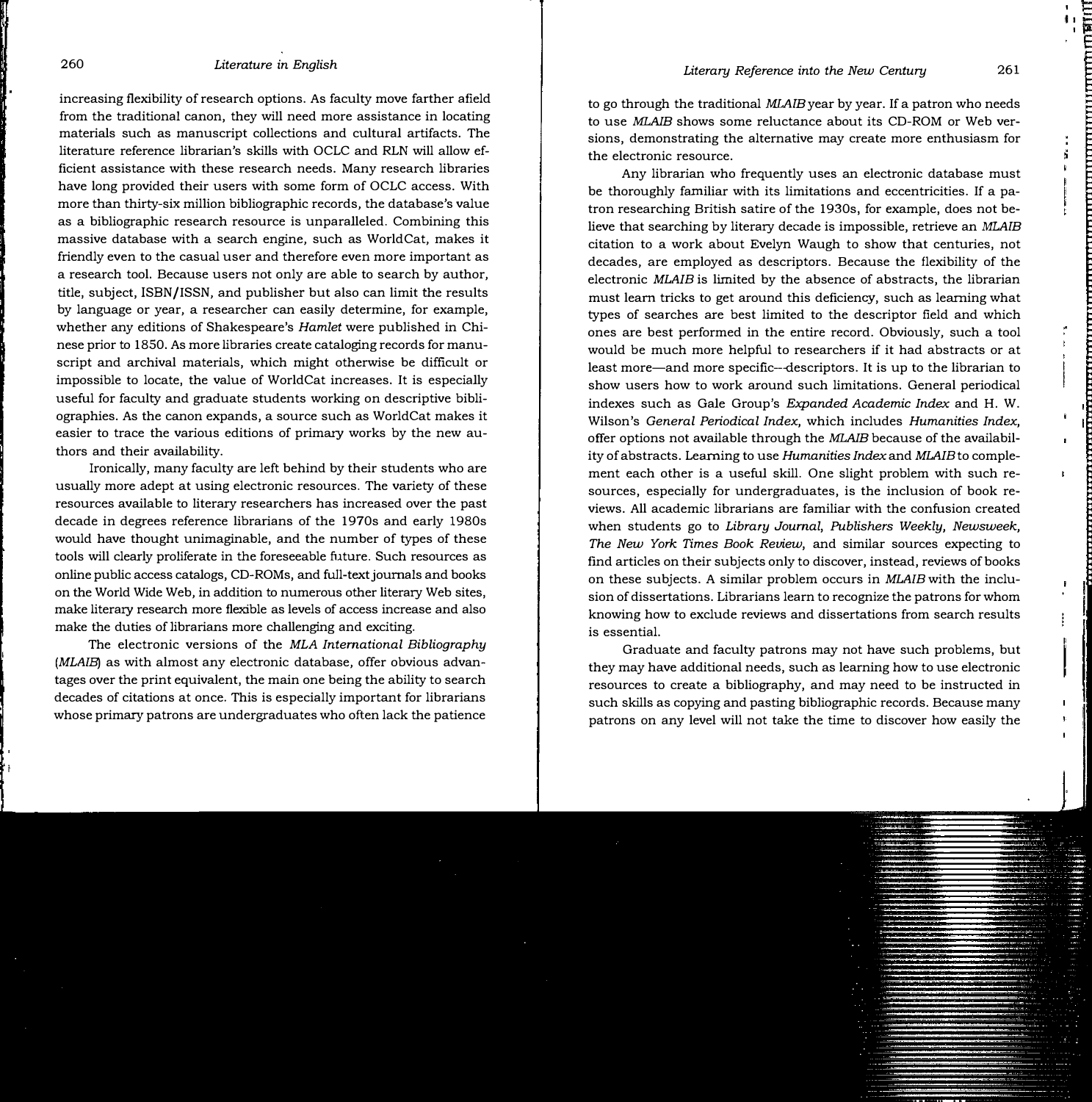increasing flexibility of research options. As faculty move farther afield from the traditional canon, they will need more assistance in locating materials such as manuscript collections and cultural artifacts. The literature reference librarian's skills with OCLC and RLN will allow efficient assistance with these research needs. Many research libraries have long provided their users with some form of OCLC access. With more than thirty-six million bibliographic records, the database's value as a bibliographic research resource is unparalleled. Combining this massive database with a search engine, such as WorldCat, makes it friendly even to the casual user and therefore even more important as a research tool. Because users not only are able to search by author, title, subject, ISBN/ISSN, and publisher but also can limit the results by language or year, a researcher can easily determine, for example, whether any editions of Shakespeare's *Hamlet* were published in Chinese prior to 1850. As more libraries create cataloging records for manuscript and archival materials, which might otherwise be difficult or impossible to locate, the value of WorldCat increases. It is especially useful for faculty and graduate students working on descriptive bibliographies. As the canon expands, a source such as WorldCat makes it easier to trace the various editions of primary works by the new authors and their availability.

Ironically, many faculty are left behind by their students who are usually more adept at using electronic resources. The variety of these resources available to literary researchers has increased over the past decade in degrees reference librarians of the 1970s and early 1980s would have thought unimaginable, and the number of types of these tools will clearly proliferate in the foreseeable future. Such resources as online public access catalogs, CD-ROMs, and full-text journals and books on the World Wide Web, in addition to numerous other literary Web sites, make literary research more flexible as levels of access increase and also make the duties of librarians more challenging and exciting.

The electronic versions of the *MLA International Bibliography* (*MLAIB*) as with almost any electronic database, offer obvious advantages over the print equivalent, the main one being the ability to search decades of citations at once. This is especially important for librarians whose primary patrons are undergraduates who often lack the patience to go through the traditional *MLAIB* year by year. If a patron who needs to use *MLAIB* shows some reluctance about its CD-ROM or Web versions, demonstrating the alternative may create more enthusiasm for the electronic resource.

Any librarian who frequently uses an electronic database must be thoroughly familiar with its limitations and eccentricities. If a patron researching British satire of the 1930s, for example, does not believe that searching by literary decade is impossible, retrieve an *MLAIB* citation to a work about Evelyn Waugh to show that centuries, not decades, are employed as descriptors. Because the flexibility of the electronic *MLAIB* is limited by the absence of abstracts, the librarian must learn tricks to get around this deficiency, such as learning what types of searches are best limited to the descriptor field and which ones are best performed in the entire record. Obviously, such a tool would be much more helpful to researchers if it had abstracts or at least more—and more specific—descriptors. It is up to the librarian to show users how to work around such limitations. General periodical indexes such as Gale Group's *Expanded Academic Index* and H. W. Wilson's *General Periodical Index*, which includes *Humanities Index*, offer options not available through the *MLAIB* because of the availability of abstracts. Learning to use *Humanities Index* and *MLAIB* to complement each other is a useful skill. One slight problem with such resources, especially for undergraduates, is the inclusion of book reviews. All academic librarians are familiar with the confusion created when students go to *Library Journal*, *Publishers Weekly*, *Newsweek*, *The New York Times Book Review*, and similar sources expecting to find articles on their subjects only to discover, instead, reviews of books on these subjects. A similar problem occurs in *MLAIB* with the inclusion of dissertations. Librarians learn to recognize the patrons for whom knowing how to exclude reviews and dissertations from search results is essential.

Graduate and faculty patrons may not have such problems, but they may have additional needs, such as learning how to use electronic resources to create a bibliography, and may need to be instructed in such skills as copying and pasting bibliographic records. Because many patrons on any level will not take the time to discover how easily the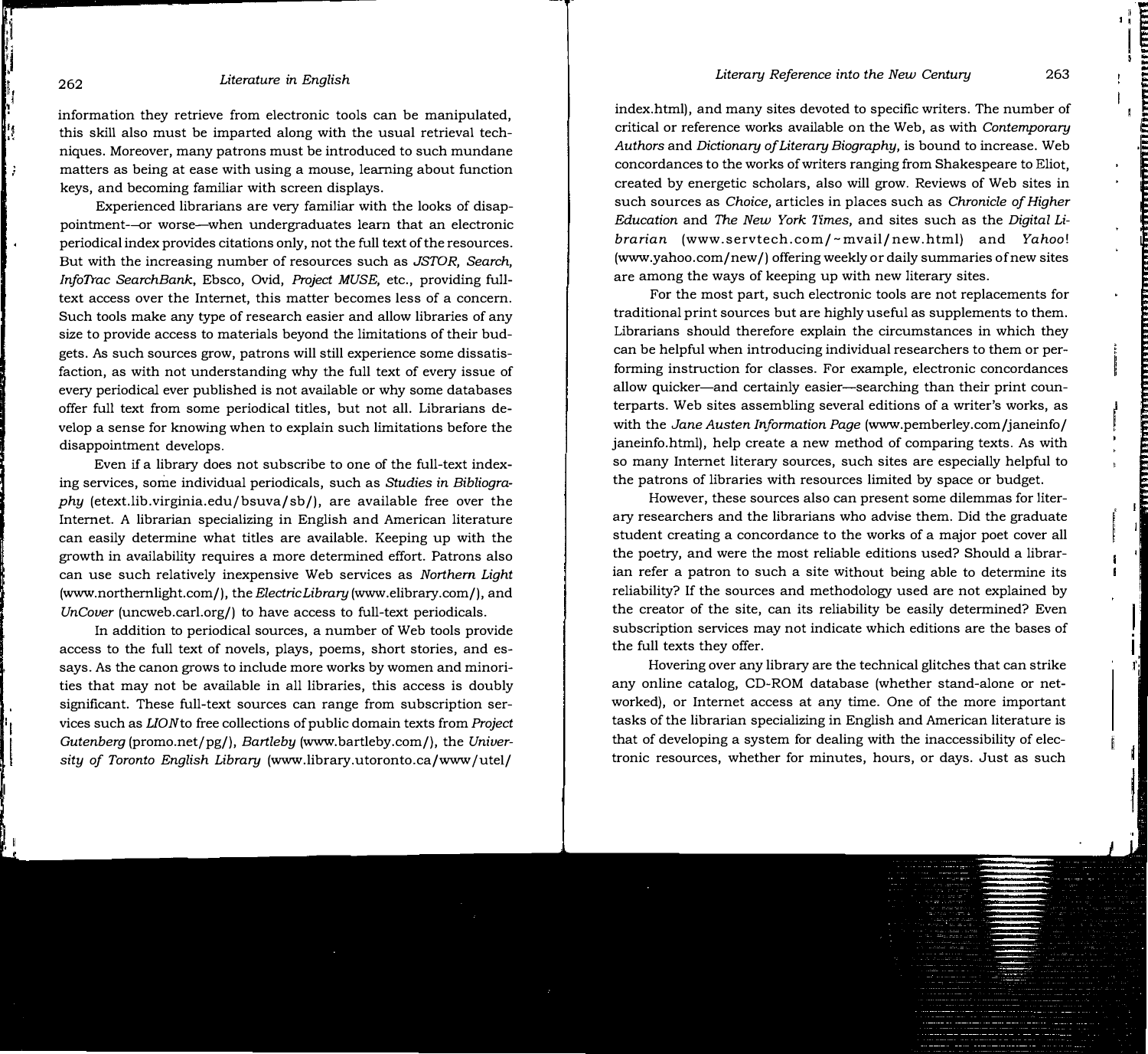information they retrieve from electronic tools can be manipulated, this skill also must be imparted along with the usual retrieval techniques. Moreover, many patrons must be introduced to such mundane matters as being at ease with using a mouse, learning about function keys, and becoming familiar with screen displays.

Experienced librarians are very familiar with the looks of disappointment—or worse—when undergraduates learn that an electronic periodical index provides citations only, not the full text of the resources. But with the increasing number of resources such as *JSTOR*, *Search*, *InfoTrac SearchBank*, Ebsco, Ovid, *Project MUSE*, etc., providing full-text access over the Internet, this matter becomes less of a concern. Such tools make any type of research easier and allow libraries of any size to provide access to materials beyond the limitations of their budgets. As such sources grow, patrons will still experience some dissatisfaction, as with not understanding why the full text of every issue of every periodical ever published is not available or why some databases offer full text from some periodical titles, but not all. Librarians develop a sense for knowing when to explain such limitations before the disappointment develops.

Even if a library does not subscribe to one of the full-text indexing services, some individual periodicals, such as *Studies in Bibliography* (etext.lib.virginia.edu/bsuva/sb/), are available free over the Internet. A librarian specializing in English and American literature can easily determine what titles are available. Keeping up with the growth in availability requires a more determined effort. Patrons also can use such relatively inexpensive Web services as *Northern Light* (www.northernlight.com/), the *ElectricLibrary* (www.elibrary.com/), and *UnCover* (uncweb.carl.org/) to have access to full-text periodicals.

In addition to periodical sources, a number of Web tools provide access to the full text of novels, plays, poems, short stories, and essays. As the canon grows to include more works by women and minorities that may not be available in all libraries, this access is doubly significant. These full-text sources can range from subscription services such as *LION* to free collections of public domain texts from *Project Gutenberg* (promo.net/pg/), *Bartleby* (www.bartleby.com/), the *University of Toronto English Library* (www.library.utoronto.ca/www/utel/index.html), and many sites devoted to specific writers. The number of critical or reference works available on the Web, as with *Contemporary Authors* and *Dictionary of Literary Biography*, is bound to increase. Web concordances to the works of writers ranging from Shakespeare to Eliot, created by energetic scholars, also will grow. Reviews of Web sites in such sources as *Choice*, articles in places such as *Chronicle of Higher Education* and *The New York Times*, and sites such as the *Digital Librarian* (www.servtech.com/~mvail/new.html) and *Yahoo!* (www.yahoo.com/new/) offering weekly or daily summaries of new sites are among the ways of keeping up with new literary sites.

For the most part, such electronic tools are not replacements for traditional print sources but are highly useful as supplements to them. Librarians should therefore explain the circumstances in which they can be helpful when introducing individual researchers to them or performing instruction for classes. For example, electronic concordances allow quicker—and certainly easier—searching than their print counterparts. Web sites assembling several editions of a writer's works, as with the *Jane Austen Information Page* (www.pemberley.com/janeinfo/janeinfo.html), help create a new method of comparing texts. As with so many Internet literary sources, such sites are especially helpful to the patrons of libraries with resources limited by space or budget.

However, these sources also can present some dilemmas for literary researchers and the librarians who advise them. Did the graduate student creating a concordance to the works of a major poet cover all the poetry, and were the most reliable editions used? Should a librarian refer a patron to such a site without being able to determine its reliability? If the sources and methodology used are not explained by the creator of the site, can its reliability be easily determined? Even subscription services may not indicate which editions are the bases of the full texts they offer.

Hovering over any library are the technical glitches that can strike any online catalog, CD-ROM database (whether stand-alone or networked), or Internet access at any time. One of the more important tasks of the librarian specializing in English and American literature is that of developing a system for dealing with the inaccessibility of electronic resources, whether for minutes, hours, or days. Just as such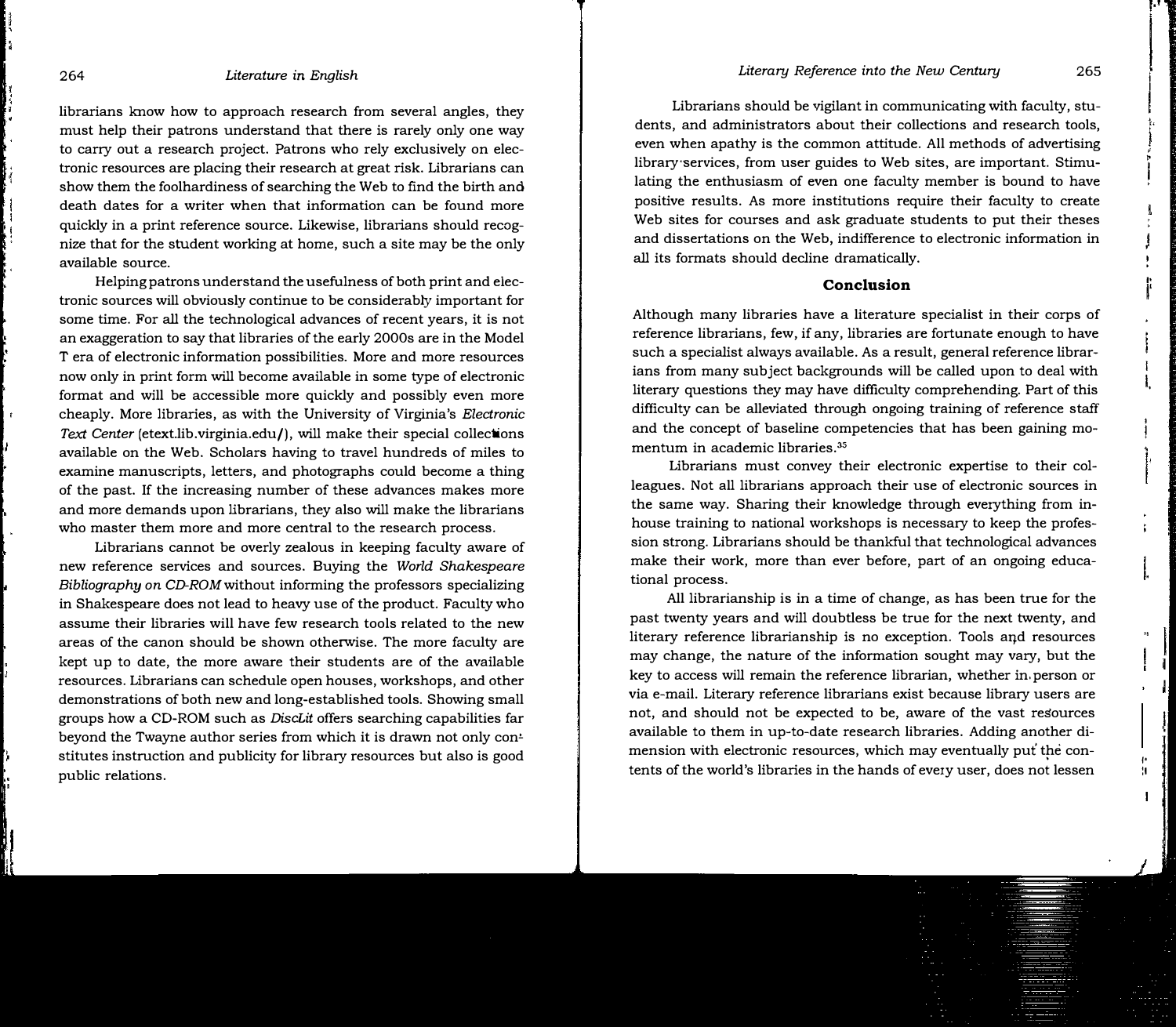librarians know how to approach research from several angles, they must help their patrons understand that there is rarely only one way to carry out a research project. Patrons who rely exclusively on electronic resources are placing their research at great risk. Librarians can show them the foolhardiness of searching the Web to find the birth and death dates for a writer when that information can be found more quickly in a print reference source. Likewise, librarians should recognize that for the student working at home, such a site may be the only available source.

Helping patrons understand the usefulness of both print and electronic sources will obviously continue to be considerably important for some time. For all the technological advances of recent years, it is not an exaggeration to say that libraries of the early 2000s are in the Model T era of electronic information possibilities. More and more resources now only in print form will become available in some type of electronic format and will be accessible more quickly and possibly even more cheaply. More libraries, as with the University of Virginia's *Electronic Text Center* (etext.lib.virginia.edu/), will make their special collections available on the Web. Scholars having to travel hundreds of miles to examine manuscripts, letters, and photographs could become a thing of the past. If the increasing number of these advances makes more and more demands upon librarians, they also will make the librarians who master them more and more central to the research process.

Librarians cannot be overly zealous in keeping faculty aware of new reference services and sources. Buying the *World Shakespeare Bibliography on CD-ROM* without informing the professors specializing in Shakespeare does not lead to heavy use of the product. Faculty who assume their libraries will have few research tools related to the new areas of the canon should be shown otherwise. The more faculty are kept up to date, the more aware their students are of the available resources. Librarians can schedule open houses, workshops, and other demonstrations of both new and long-established tools. Showing small groups how a CD-ROM such as *DiscLit* offers searching capabilities far beyond the Twayne author series from which it is drawn not only constitutes instruction and publicity for library resources but also is good public relations.

Librarians should be vigilant in communicating with faculty, students, and administrators about their collections and research tools, even when apathy is the common attitude. All methods of advertising library services, from user guides to Web sites, are important. Stimulating the enthusiasm of even one faculty member is bound to have positive results. As more institutions require their faculty to create Web sites for courses and ask graduate students to put their theses and dissertations on the Web, indifference to electronic information in all its formats should decline dramatically.

## Conclusion

Although many libraries have a literature specialist in their corps of reference librarians, few, if any, libraries are fortunate enough to have such a specialist always available. As a result, general reference librarians from many subject backgrounds will be called upon to deal with literary questions they may have difficulty comprehending. Part of this difficulty can be alleviated through ongoing training of reference staff and the concept of baseline competencies that has been gaining momentum in academic libraries.[35]

Librarians must convey their electronic expertise to their colleagues. Not all librarians approach their use of electronic sources in the same way. Sharing their knowledge through everything from in-house training to national workshops is necessary to keep the profession strong. Librarians should be thankful that technological advances make their work, more than ever before, part of an ongoing educational process.

All librarianship is in a time of change, as has been true for the past twenty years and will doubtless be true for the next twenty, and literary reference librarianship is no exception. Tools and resources may change, the nature of the information sought may vary, but the key to access will remain the reference librarian, whether in person or via e-mail. Literary reference librarians exist because library users are not, and should not be expected to be, aware of the vast resources available to them in up-to-date research libraries. Adding another dimension with electronic resources, which may eventually put the contents of the world's libraries in the hands of every user, does not lessen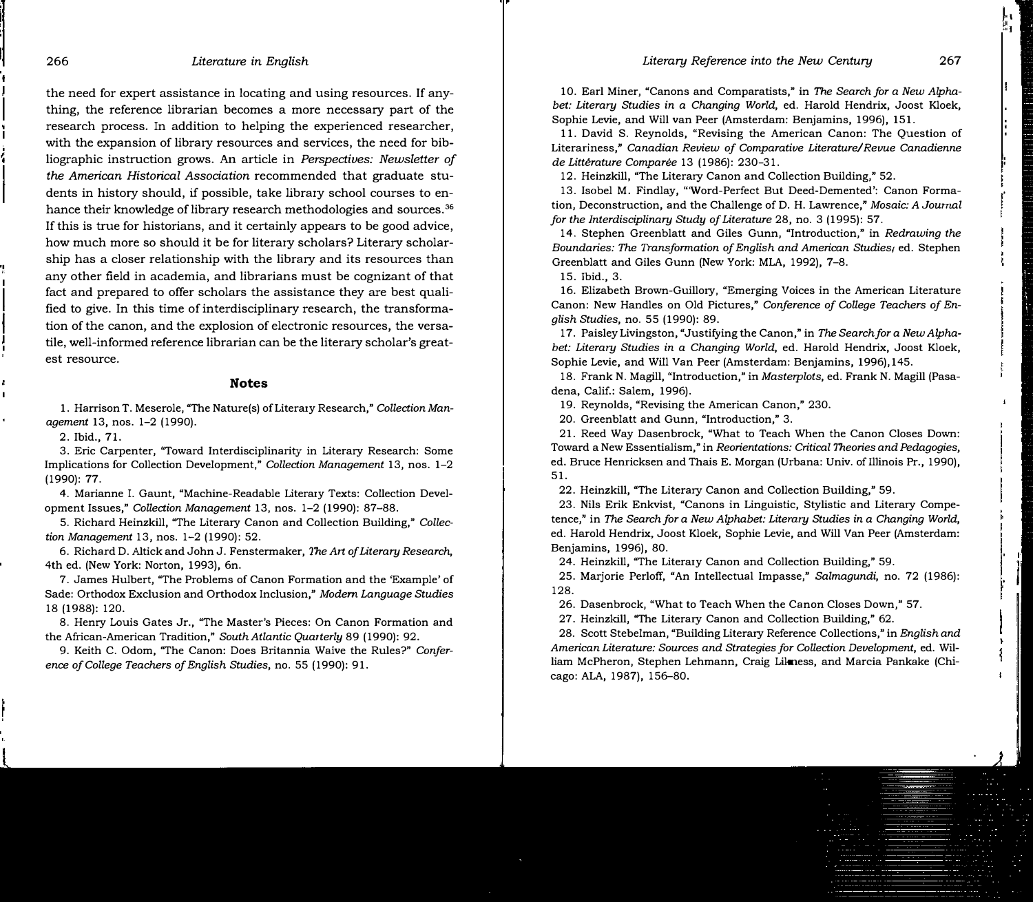the need for expert assistance in locating and using resources. If anything, the reference librarian becomes a more necessary part of the research process. In addition to helping the experienced researcher, with the expansion of library resources and services, the need for bibliographic instruction grows. An article in *Perspectives: Newsletter of the American Historical Association* recommended that graduate students in history should, if possible, take library school courses to enhance their knowledge of library research methodologies and sources.[36] If this is true for historians, and it certainly appears to be good advice, how much more so should it be for literary scholars? Literary scholarship has a closer relationship with the library and its resources than any other field in academia, and librarians must be cognizant of that fact and prepared to offer scholars the assistance they are best qualified to give. In this time of interdisciplinary research, the transformation of the canon, and the explosion of electronic resources, the versatile, well-informed reference librarian can be the literary scholar's greatest resource.

## Notes

1. Harrison T. Meserole, "The Nature(s) of Literary Research," *Collection Management* 13, nos. 1–2 (1990).
2. Ibid., 71.
3. Eric Carpenter, "Toward Interdisciplinarity in Literary Research: Some Implications for Collection Development," *Collection Management* 13, nos. 1–2 (1990): 77.
4. Marianne I. Gaunt, "Machine-Readable Literary Texts: Collection Development Issues," *Collection Management* 13, nos. 1–2 (1990): 87–88.
5. Richard Heinzkill, "The Literary Canon and Collection Building," *Collection Management* 13, nos. 1–2 (1990): 52.
6. Richard D. Altick and John J. Fenstermaker, *The Art of Literary Research*, 4th ed. (New York: Norton, 1993), 6n.
7. James Hulbert, "The Problems of Canon Formation and the 'Example' of Sade: Orthodox Exclusion and Orthodox Inclusion," *Modern Language Studies* 18 (1988): 120.
8. Henry Louis Gates Jr., "The Master's Pieces: On Canon Formation and the African-American Tradition," *South Atlantic Quarterly* 89 (1990): 92.
9. Keith C. Odom, "The Canon: Does Britannia Waive the Rules?" *Conference of College Teachers of English Studies*, no. 55 (1990): 91.
10. Earl Miner, "Canons and Comparatists," in *The Search for a New Alphabet: Literary Studies in a Changing World*, ed. Harold Hendrix, Joost Kloek, Sophie Levie, and Will van Peer (Amsterdam: Benjamins, 1996), 151.
11. David S. Reynolds, "Revising the American Canon: The Question of Literariness," *Canadian Review of Comparative Literature/Revue Canadienne de Littérature Comparée* 13 (1986): 230–31.
12. Heinzkill, "The Literary Canon and Collection Building," 52.
13. Isobel M. Findlay, "'Word-Perfect But Deed-Demented': Canon Formation, Deconstruction, and the Challenge of D. H. Lawrence," *Mosaic: A Journal for the Interdisciplinary Study of Literature* 28, no. 3 (1995): 57.
14. Stephen Greenblatt and Giles Gunn, "Introduction," in *Redrawing the Boundaries: The Transformation of English and American Studies*, ed. Stephen Greenblatt and Giles Gunn (New York: MLA, 1992), 7–8.
15. Ibid., 3.
16. Elizabeth Brown-Guillory, "Emerging Voices in the American Literature Canon: New Handles on Old Pictures," *Conference of College Teachers of English Studies*, no. 55 (1990): 89.
17. Paisley Livingston, "Justifying the Canon," in *The Search for a New Alphabet: Literary Studies in a Changing World*, ed. Harold Hendrix, Joost Kloek, Sophie Levie, and Will Van Peer (Amsterdam: Benjamins, 1996),145.
18. Frank N. Magill, "Introduction," in *Masterplots*, ed. Frank N. Magill (Pasadena, Calif.: Salem, 1996).
19. Reynolds, "Revising the American Canon," 230.
20. Greenblatt and Gunn, "Introduction," 3.
21. Reed Way Dasenbrock, "What to Teach When the Canon Closes Down: Toward a New Essentialism," in *Reorientations: Critical Theories and Pedagogies*, ed. Bruce Henricksen and Thais E. Morgan (Urbana: Univ. of Illinois Pr., 1990), 51.
22. Heinzkill, "The Literary Canon and Collection Building," 59.
23. Nils Erik Enkvist, "Canons in Linguistic, Stylistic and Literary Competence," in *The Search for a New Alphabet: Literary Studies in a Changing World*, ed. Harold Hendrix, Joost Kloek, Sophie Levie, and Will Van Peer (Amsterdam: Benjamins, 1996), 80.
24. Heinzkill, "The Literary Canon and Collection Building," 59.
25. Marjorie Perloff, "An Intellectual Impasse," *Salmagundi*, no. 72 (1986): 128.
26. Dasenbrock, "What to Teach When the Canon Closes Down," 57.
27. Heinzkill, "The Literary Canon and Collection Building," 62.
28. Scott Stebelman, "Building Literary Reference Collections," in *English and American Literature: Sources and Strategies for Collection Development*, ed. William McPheron, Stephen Lehmann, Craig Likness, and Marcia Pankake (Chicago: ALA, 1987), 156–80.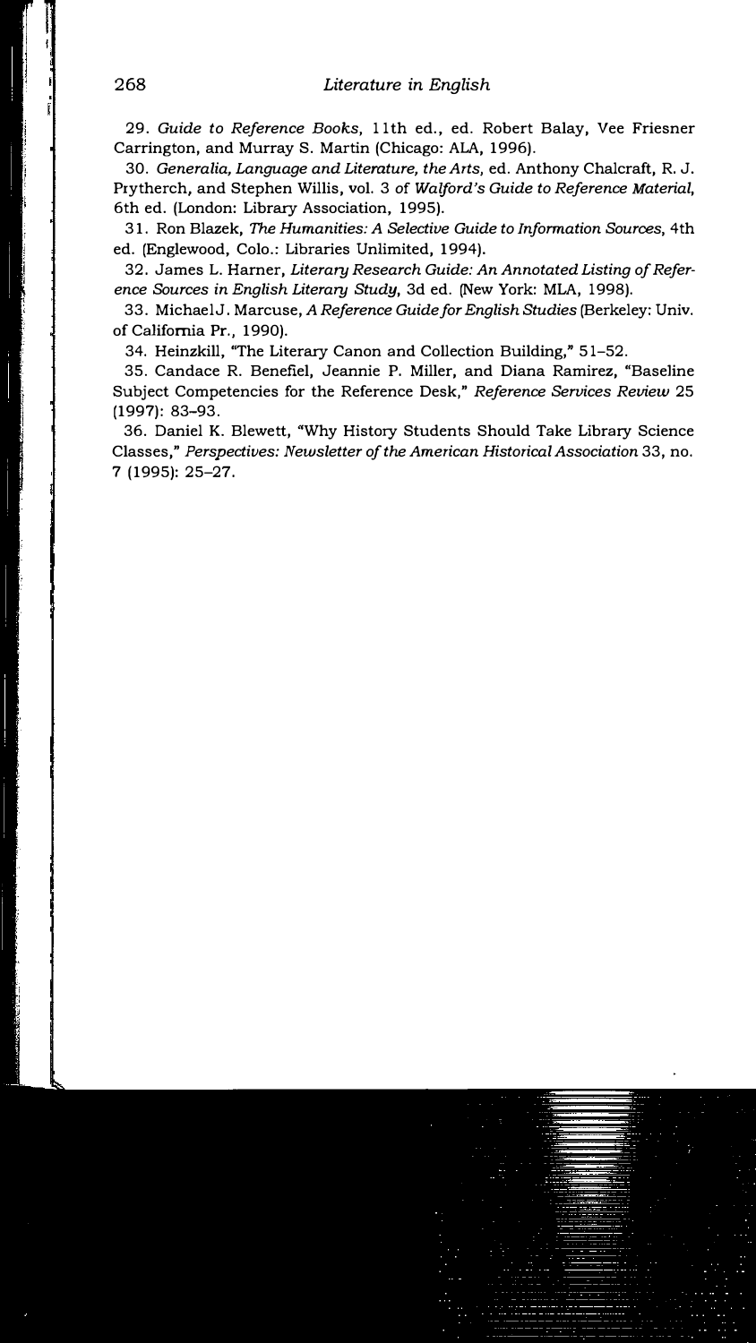29. *Guide to Reference Books*, 11th ed., ed. Robert Balay, Vee Friesner Carrington, and Murray S. Martin (Chicago: ALA, 1996).

30. *Generalia, Language and Literature, the Arts*, ed. Anthony Chalcraft, R. J. Prytherch, and Stephen Willis, vol. 3 of *Walford's Guide to Reference Material*, 6th ed. (London: Library Association, 1995).

31. Ron Blazek, *The Humanities: A Selective Guide to Information Sources*, 4th ed. (Englewood, Colo.: Libraries Unlimited, 1994).

32. James L. Harner, *Literary Research Guide: An Annotated Listing of Reference Sources in English Literary Study*, 3d ed. (New York: MLA, 1998).

33. Michael J. Marcuse, *A Reference Guide for English Studies* (Berkeley: Univ. of California Pr., 1990).

34. Heinzkill, "The Literary Canon and Collection Building," 51–52.

35. Candace R. Benefiel, Jeannie P. Miller, and Diana Ramirez, "Baseline Subject Competencies for the Reference Desk," *Reference Services Review* 25 (1997): 83–93.

36. Daniel K. Blewett, "Why History Students Should Take Library Science Classes," *Perspectives: Newsletter of the American Historical Association* 33, no. 7 (1995): 25–27.